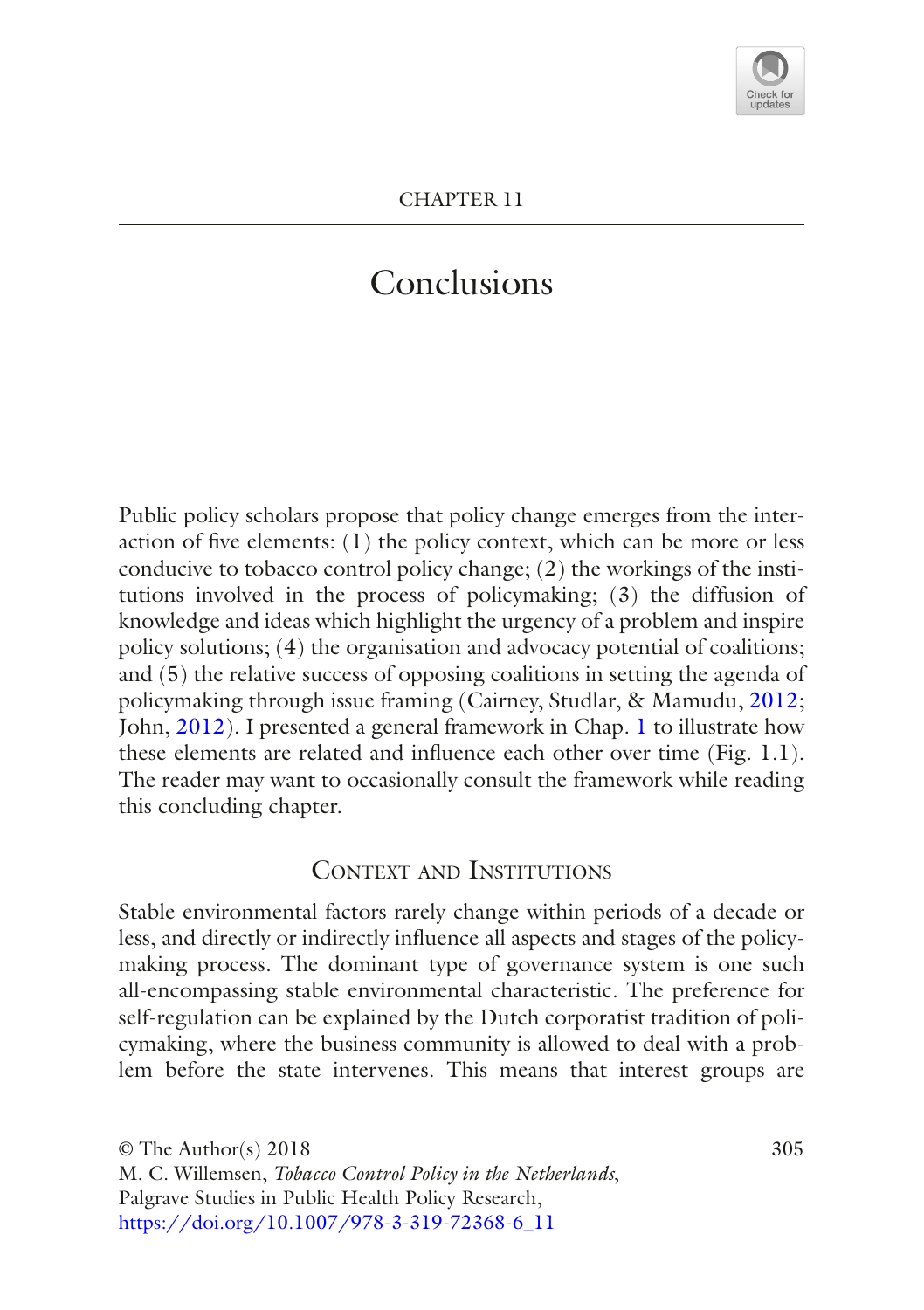CHAPTER 11

# Conclusions

Public policy scholars propose that policy change emerges from the interaction of five elements: (1) the policy context, which can be more or less conducive to tobacco control policy change; (2) the workings of the institutions involved in the process of policymaking; (3) the diffusion of knowledge and ideas which highlight the urgency of a problem and inspire policy solutions; (4) the organisation and advocacy potential of coalitions; and (5) the relative success of opposing coalitions in setting the agenda of policymaking through issue framing (Cairney, Studlar, & Mamudu, 2012; John, 2012). I presented a general framework in Chap. 1 to illustrate how these elements are related and influence each other over time (Fig. 1.1). The reader may want to occasionally consult the framework while reading this concluding chapter.

## Context and Institutions

Stable environmental factors rarely change within periods of a decade or less, and directly or indirectly influence all aspects and stages of the policymaking process. The dominant type of governance system is one such all-encompassing stable environmental characteristic. The preference for self-regulation can be explained by the Dutch corporatist tradition of policymaking, where the business community is allowed to deal with a problem before the state intervenes. This means that interest groups are

© The Author(s) 2018
M. C. Willemsen, *Tobacco Control Policy in the Netherlands*, Palgrave Studies in Public Health Policy Research, https://doi.org/10.1007/978-3-319-72368-6_11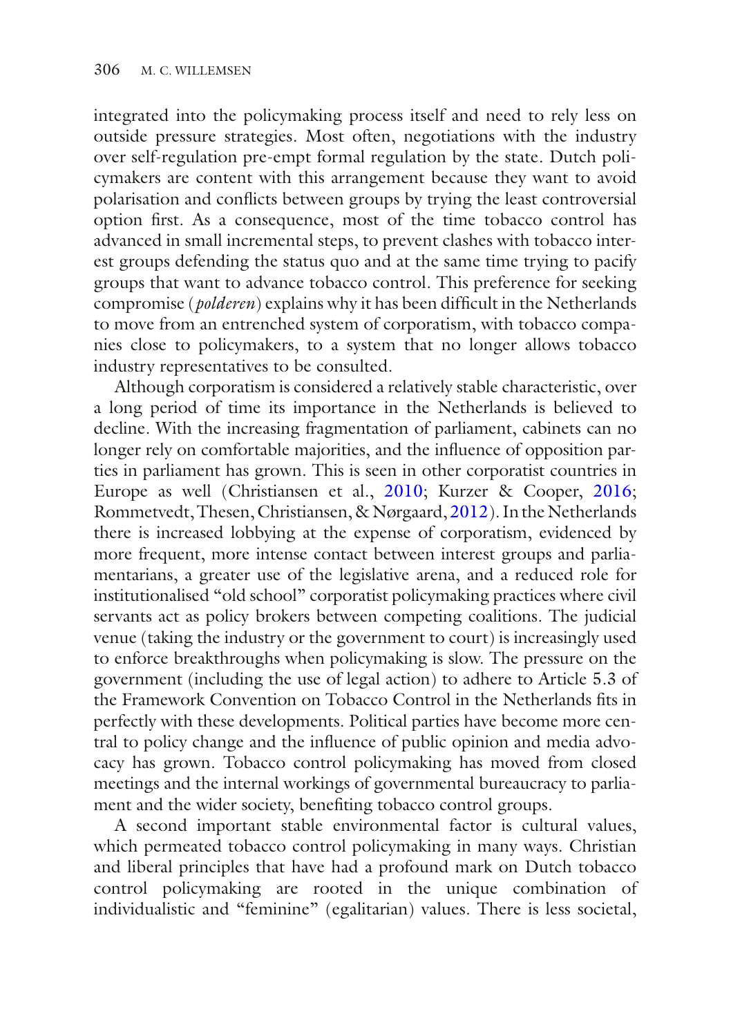integrated into the policymaking process itself and need to rely less on outside pressure strategies. Most often, negotiations with the industry over self-regulation pre-empt formal regulation by the state. Dutch policymakers are content with this arrangement because they want to avoid polarisation and conflicts between groups by trying the least controversial option first. As a consequence, most of the time tobacco control has advanced in small incremental steps, to prevent clashes with tobacco interest groups defending the status quo and at the same time trying to pacify groups that want to advance tobacco control. This preference for seeking compromise (*polderen*) explains why it has been difficult in the Netherlands to move from an entrenched system of corporatism, with tobacco companies close to policymakers, to a system that no longer allows tobacco industry representatives to be consulted.

Although corporatism is considered a relatively stable characteristic, over a long period of time its importance in the Netherlands is believed to decline. With the increasing fragmentation of parliament, cabinets can no longer rely on comfortable majorities, and the influence of opposition parties in parliament has grown. This is seen in other corporatist countries in Europe as well (Christiansen et al., 2010; Kurzer & Cooper, 2016; Rommetvedt, Thesen, Christiansen, & Nørgaard, 2012). In the Netherlands there is increased lobbying at the expense of corporatism, evidenced by more frequent, more intense contact between interest groups and parliamentarians, a greater use of the legislative arena, and a reduced role for institutionalised "old school" corporatist policymaking practices where civil servants act as policy brokers between competing coalitions. The judicial venue (taking the industry or the government to court) is increasingly used to enforce breakthroughs when policymaking is slow. The pressure on the government (including the use of legal action) to adhere to Article 5.3 of the Framework Convention on Tobacco Control in the Netherlands fits in perfectly with these developments. Political parties have become more central to policy change and the influence of public opinion and media advocacy has grown. Tobacco control policymaking has moved from closed meetings and the internal workings of governmental bureaucracy to parliament and the wider society, benefiting tobacco control groups.

A second important stable environmental factor is cultural values, which permeated tobacco control policymaking in many ways. Christian and liberal principles that have had a profound mark on Dutch tobacco control policymaking are rooted in the unique combination of individualistic and "feminine" (egalitarian) values. There is less societal,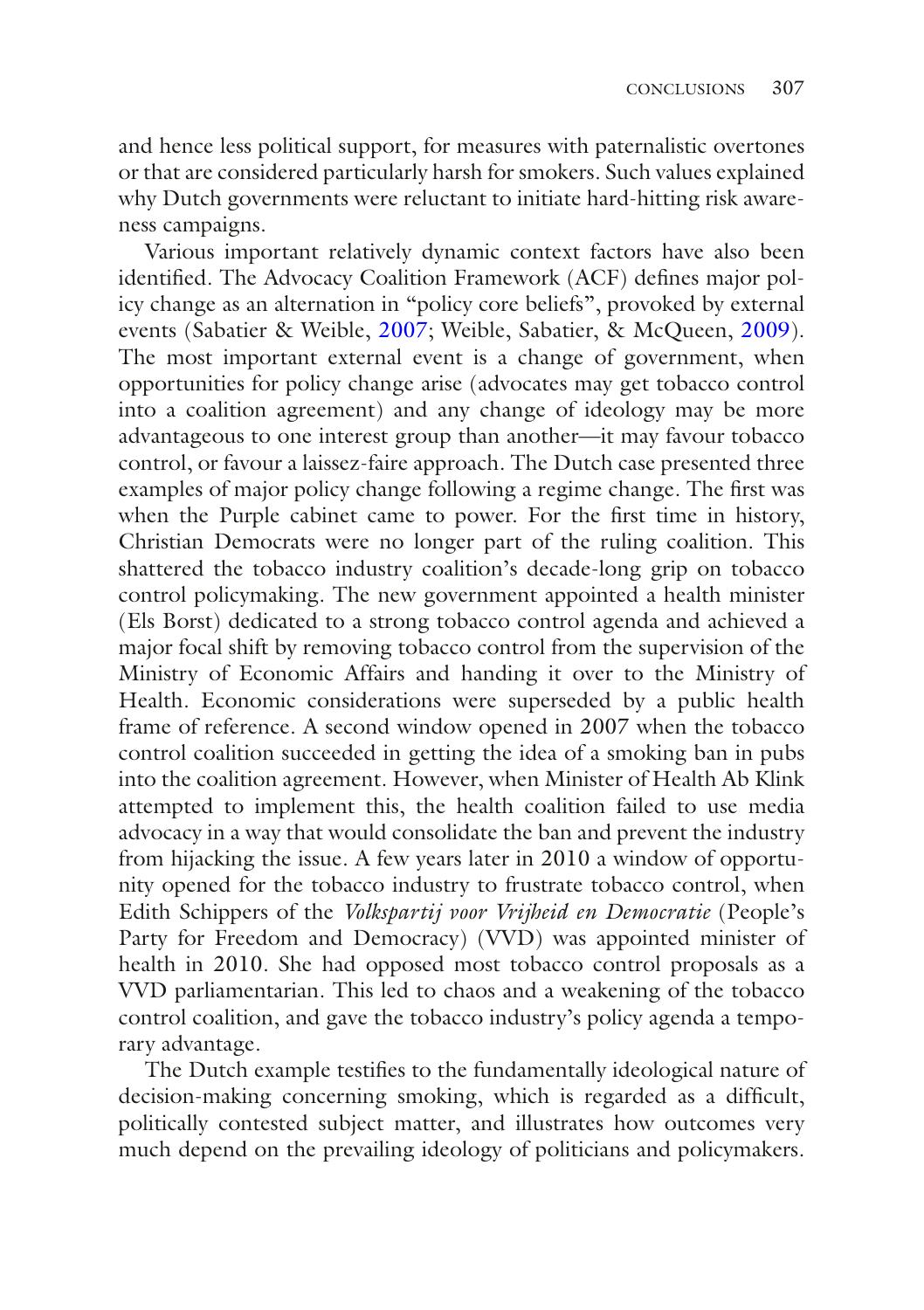and hence less political support, for measures with paternalistic overtones or that are considered particularly harsh for smokers. Such values explained why Dutch governments were reluctant to initiate hard-hitting risk awareness campaigns.

Various important relatively dynamic context factors have also been identified. The Advocacy Coalition Framework (ACF) defines major policy change as an alternation in "policy core beliefs", provoked by external events (Sabatier & Weible, 2007; Weible, Sabatier, & McQueen, 2009). The most important external event is a change of government, when opportunities for policy change arise (advocates may get tobacco control into a coalition agreement) and any change of ideology may be more advantageous to one interest group than another—it may favour tobacco control, or favour a laissez-faire approach. The Dutch case presented three examples of major policy change following a regime change. The first was when the Purple cabinet came to power. For the first time in history, Christian Democrats were no longer part of the ruling coalition. This shattered the tobacco industry coalition's decade-long grip on tobacco control policymaking. The new government appointed a health minister (Els Borst) dedicated to a strong tobacco control agenda and achieved a major focal shift by removing tobacco control from the supervision of the Ministry of Economic Affairs and handing it over to the Ministry of Health. Economic considerations were superseded by a public health frame of reference. A second window opened in 2007 when the tobacco control coalition succeeded in getting the idea of a smoking ban in pubs into the coalition agreement. However, when Minister of Health Ab Klink attempted to implement this, the health coalition failed to use media advocacy in a way that would consolidate the ban and prevent the industry from hijacking the issue. A few years later in 2010 a window of opportunity opened for the tobacco industry to frustrate tobacco control, when Edith Schippers of the *Volkspartij voor Vrijheid en Democratie* (People's Party for Freedom and Democracy) (VVD) was appointed minister of health in 2010. She had opposed most tobacco control proposals as a VVD parliamentarian. This led to chaos and a weakening of the tobacco control coalition, and gave the tobacco industry's policy agenda a temporary advantage.

The Dutch example testifies to the fundamentally ideological nature of decision-making concerning smoking, which is regarded as a difficult, politically contested subject matter, and illustrates how outcomes very much depend on the prevailing ideology of politicians and policymakers.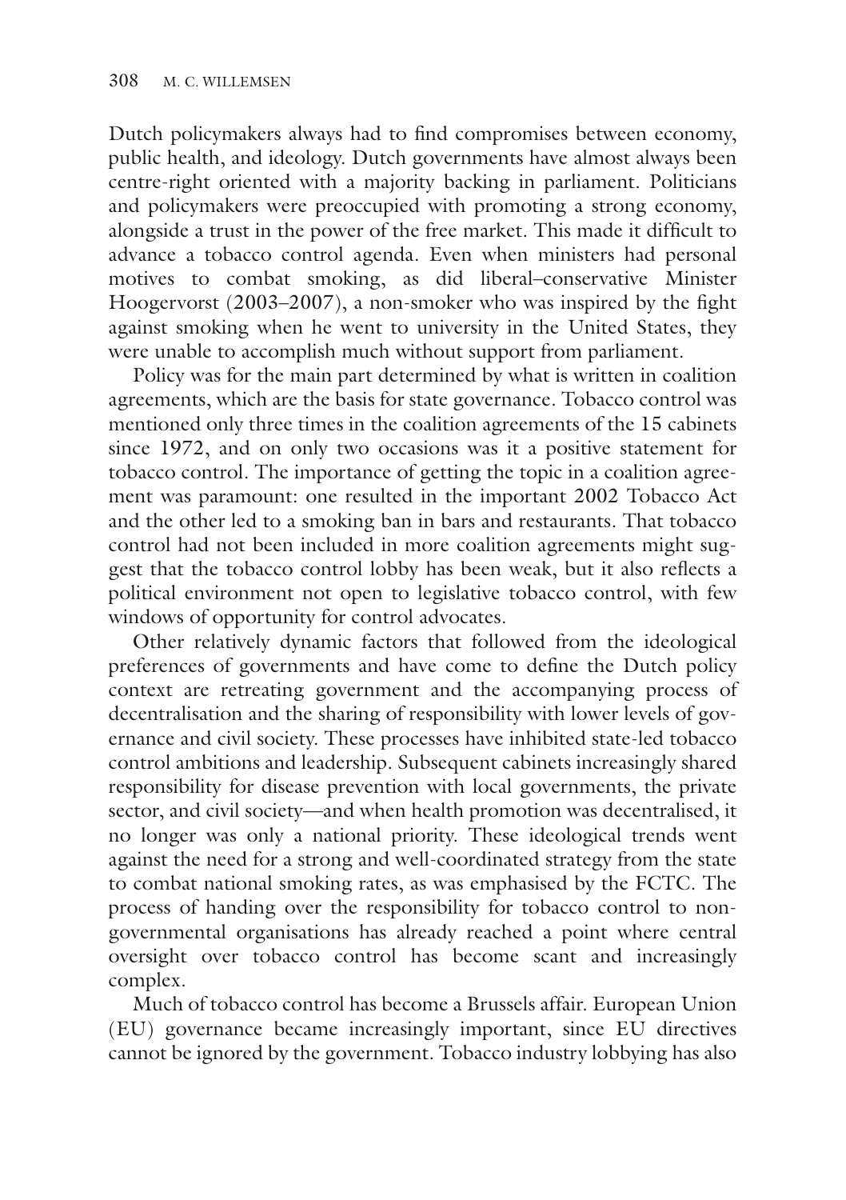Dutch policymakers always had to find compromises between economy, public health, and ideology. Dutch governments have almost always been centre-right oriented with a majority backing in parliament. Politicians and policymakers were preoccupied with promoting a strong economy, alongside a trust in the power of the free market. This made it difficult to advance a tobacco control agenda. Even when ministers had personal motives to combat smoking, as did liberal–conservative Minister Hoogervorst (2003–2007), a non-smoker who was inspired by the fight against smoking when he went to university in the United States, they were unable to accomplish much without support from parliament.

Policy was for the main part determined by what is written in coalition agreements, which are the basis for state governance. Tobacco control was mentioned only three times in the coalition agreements of the 15 cabinets since 1972, and on only two occasions was it a positive statement for tobacco control. The importance of getting the topic in a coalition agreement was paramount: one resulted in the important 2002 Tobacco Act and the other led to a smoking ban in bars and restaurants. That tobacco control had not been included in more coalition agreements might suggest that the tobacco control lobby has been weak, but it also reflects a political environment not open to legislative tobacco control, with few windows of opportunity for control advocates.

Other relatively dynamic factors that followed from the ideological preferences of governments and have come to define the Dutch policy context are retreating government and the accompanying process of decentralisation and the sharing of responsibility with lower levels of governance and civil society. These processes have inhibited state-led tobacco control ambitions and leadership. Subsequent cabinets increasingly shared responsibility for disease prevention with local governments, the private sector, and civil society—and when health promotion was decentralised, it no longer was only a national priority. These ideological trends went against the need for a strong and well-coordinated strategy from the state to combat national smoking rates, as was emphasised by the FCTC. The process of handing over the responsibility for tobacco control to non-governmental organisations has already reached a point where central oversight over tobacco control has become scant and increasingly complex.

Much of tobacco control has become a Brussels affair. European Union (EU) governance became increasingly important, since EU directives cannot be ignored by the government. Tobacco industry lobbying has also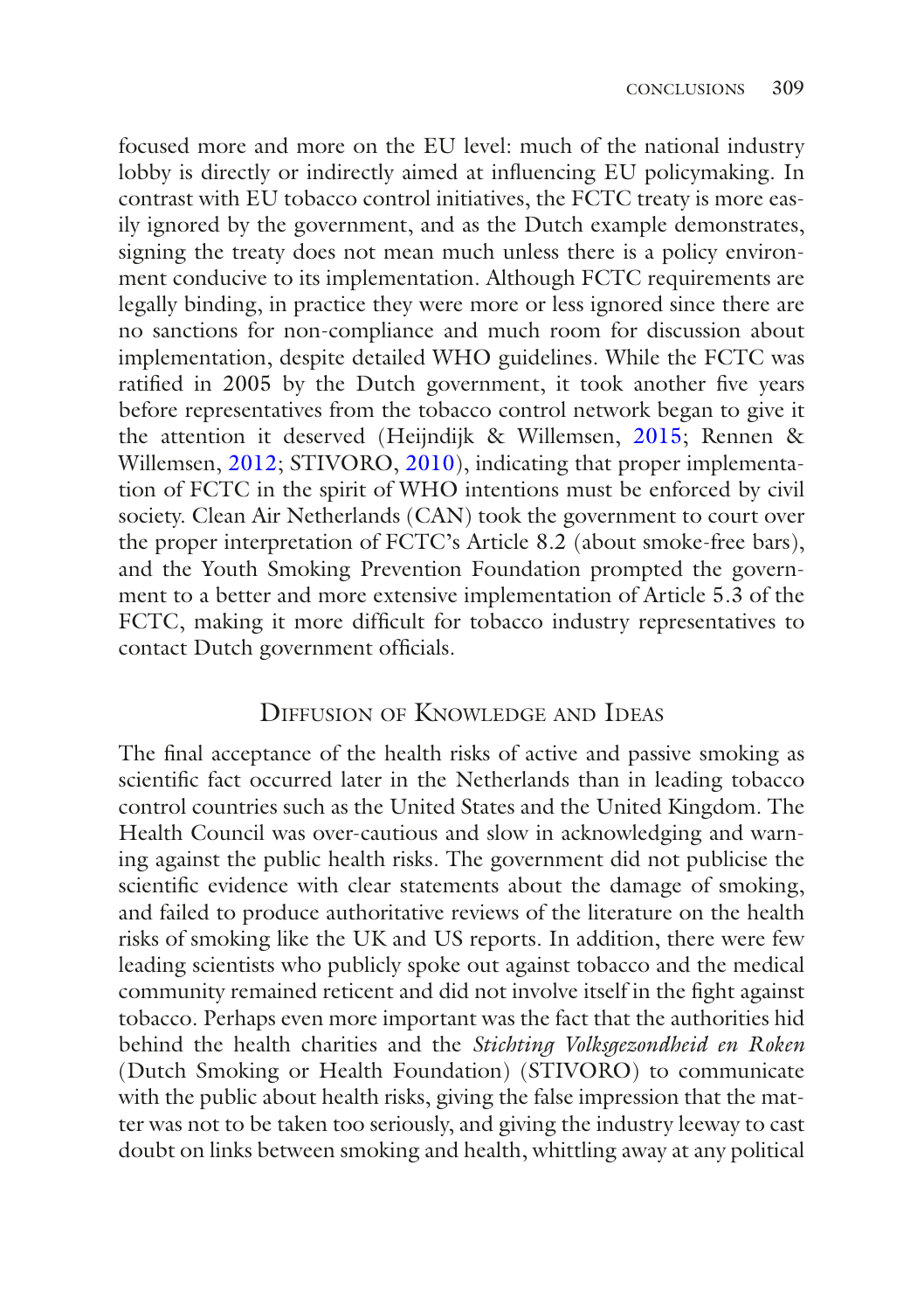focused more and more on the EU level: much of the national industry lobby is directly or indirectly aimed at influencing EU policymaking. In contrast with EU tobacco control initiatives, the FCTC treaty is more easily ignored by the government, and as the Dutch example demonstrates, signing the treaty does not mean much unless there is a policy environment conducive to its implementation. Although FCTC requirements are legally binding, in practice they were more or less ignored since there are no sanctions for non-compliance and much room for discussion about implementation, despite detailed WHO guidelines. While the FCTC was ratified in 2005 by the Dutch government, it took another five years before representatives from the tobacco control network began to give it the attention it deserved (Heijndijk & Willemsen, 2015; Rennen & Willemsen, 2012; STIVORO, 2010), indicating that proper implementation of FCTC in the spirit of WHO intentions must be enforced by civil society. Clean Air Netherlands (CAN) took the government to court over the proper interpretation of FCTC's Article 8.2 (about smoke-free bars), and the Youth Smoking Prevention Foundation prompted the government to a better and more extensive implementation of Article 5.3 of the FCTC, making it more difficult for tobacco industry representatives to contact Dutch government officials.

## Diffusion of Knowledge and Ideas

The final acceptance of the health risks of active and passive smoking as scientific fact occurred later in the Netherlands than in leading tobacco control countries such as the United States and the United Kingdom. The Health Council was over-cautious and slow in acknowledging and warning against the public health risks. The government did not publicise the scientific evidence with clear statements about the damage of smoking, and failed to produce authoritative reviews of the literature on the health risks of smoking like the UK and US reports. In addition, there were few leading scientists who publicly spoke out against tobacco and the medical community remained reticent and did not involve itself in the fight against tobacco. Perhaps even more important was the fact that the authorities hid behind the health charities and the *Stichting Volksgezondheid en Roken* (Dutch Smoking or Health Foundation) (STIVORO) to communicate with the public about health risks, giving the false impression that the matter was not to be taken too seriously, and giving the industry leeway to cast doubt on links between smoking and health, whittling away at any political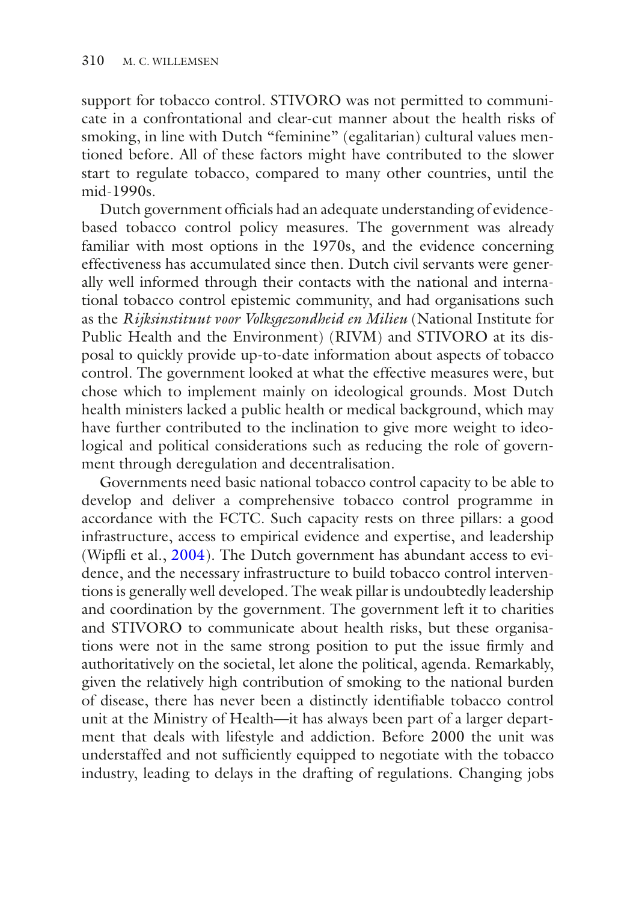support for tobacco control. STIVORO was not permitted to communicate in a confrontational and clear-cut manner about the health risks of smoking, in line with Dutch "feminine" (egalitarian) cultural values mentioned before. All of these factors might have contributed to the slower start to regulate tobacco, compared to many other countries, until the mid-1990s.

Dutch government officials had an adequate understanding of evidence-based tobacco control policy measures. The government was already familiar with most options in the 1970s, and the evidence concerning effectiveness has accumulated since then. Dutch civil servants were generally well informed through their contacts with the national and international tobacco control epistemic community, and had organisations such as the *Rijksinstituut voor Volksgezondheid en Milieu* (National Institute for Public Health and the Environment) (RIVM) and STIVORO at its disposal to quickly provide up-to-date information about aspects of tobacco control. The government looked at what the effective measures were, but chose which to implement mainly on ideological grounds. Most Dutch health ministers lacked a public health or medical background, which may have further contributed to the inclination to give more weight to ideological and political considerations such as reducing the role of government through deregulation and decentralisation.

Governments need basic national tobacco control capacity to be able to develop and deliver a comprehensive tobacco control programme in accordance with the FCTC. Such capacity rests on three pillars: a good infrastructure, access to empirical evidence and expertise, and leadership (Wipfli et al., 2004). The Dutch government has abundant access to evidence, and the necessary infrastructure to build tobacco control interventions is generally well developed. The weak pillar is undoubtedly leadership and coordination by the government. The government left it to charities and STIVORO to communicate about health risks, but these organisations were not in the same strong position to put the issue firmly and authoritatively on the societal, let alone the political, agenda. Remarkably, given the relatively high contribution of smoking to the national burden of disease, there has never been a distinctly identifiable tobacco control unit at the Ministry of Health—it has always been part of a larger department that deals with lifestyle and addiction. Before 2000 the unit was understaffed and not sufficiently equipped to negotiate with the tobacco industry, leading to delays in the drafting of regulations. Changing jobs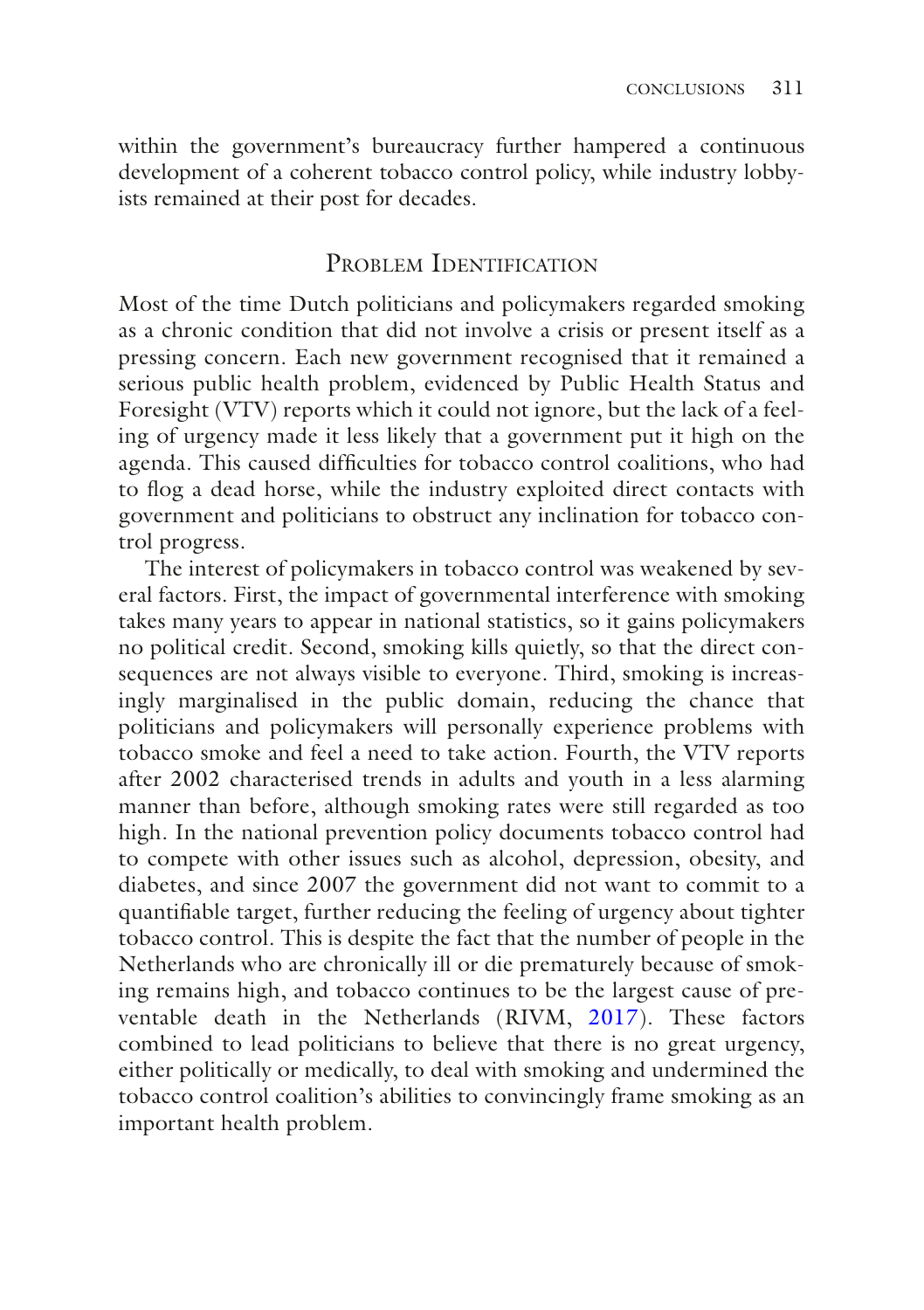within the government's bureaucracy further hampered a continuous development of a coherent tobacco control policy, while industry lobbyists remained at their post for decades.

## Problem Identification

Most of the time Dutch politicians and policymakers regarded smoking as a chronic condition that did not involve a crisis or present itself as a pressing concern. Each new government recognised that it remained a serious public health problem, evidenced by Public Health Status and Foresight (VTV) reports which it could not ignore, but the lack of a feeling of urgency made it less likely that a government put it high on the agenda. This caused difficulties for tobacco control coalitions, who had to flog a dead horse, while the industry exploited direct contacts with government and politicians to obstruct any inclination for tobacco control progress.

The interest of policymakers in tobacco control was weakened by several factors. First, the impact of governmental interference with smoking takes many years to appear in national statistics, so it gains policymakers no political credit. Second, smoking kills quietly, so that the direct consequences are not always visible to everyone. Third, smoking is increasingly marginalised in the public domain, reducing the chance that politicians and policymakers will personally experience problems with tobacco smoke and feel a need to take action. Fourth, the VTV reports after 2002 characterised trends in adults and youth in a less alarming manner than before, although smoking rates were still regarded as too high. In the national prevention policy documents tobacco control had to compete with other issues such as alcohol, depression, obesity, and diabetes, and since 2007 the government did not want to commit to a quantifiable target, further reducing the feeling of urgency about tighter tobacco control. This is despite the fact that the number of people in the Netherlands who are chronically ill or die prematurely because of smoking remains high, and tobacco continues to be the largest cause of preventable death in the Netherlands (RIVM, 2017). These factors combined to lead politicians to believe that there is no great urgency, either politically or medically, to deal with smoking and undermined the tobacco control coalition's abilities to convincingly frame smoking as an important health problem.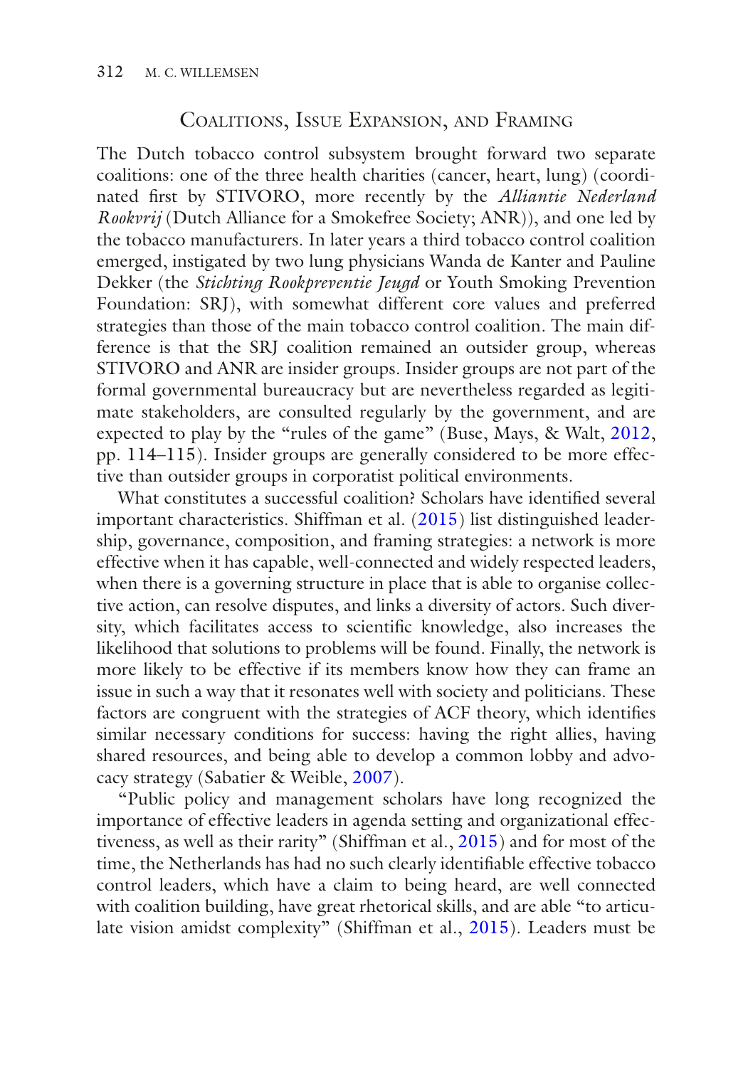## Coalitions, Issue Expansion, and Framing

The Dutch tobacco control subsystem brought forward two separate coalitions: one of the three health charities (cancer, heart, lung) (coordinated first by STIVORO, more recently by the *Alliantie Nederland Rookvrij* (Dutch Alliance for a Smokefree Society; ANR)), and one led by the tobacco manufacturers. In later years a third tobacco control coalition emerged, instigated by two lung physicians Wanda de Kanter and Pauline Dekker (the *Stichting Rookpreventie Jeugd* or Youth Smoking Prevention Foundation: SRJ), with somewhat different core values and preferred strategies than those of the main tobacco control coalition. The main difference is that the SRJ coalition remained an outsider group, whereas STIVORO and ANR are insider groups. Insider groups are not part of the formal governmental bureaucracy but are nevertheless regarded as legitimate stakeholders, are consulted regularly by the government, and are expected to play by the "rules of the game" (Buse, Mays, & Walt, 2012, pp. 114–115). Insider groups are generally considered to be more effective than outsider groups in corporatist political environments.

What constitutes a successful coalition? Scholars have identified several important characteristics. Shiffman et al. (2015) list distinguished leadership, governance, composition, and framing strategies: a network is more effective when it has capable, well-connected and widely respected leaders, when there is a governing structure in place that is able to organise collective action, can resolve disputes, and links a diversity of actors. Such diversity, which facilitates access to scientific knowledge, also increases the likelihood that solutions to problems will be found. Finally, the network is more likely to be effective if its members know how they can frame an issue in such a way that it resonates well with society and politicians. These factors are congruent with the strategies of ACF theory, which identifies similar necessary conditions for success: having the right allies, having shared resources, and being able to develop a common lobby and advocacy strategy (Sabatier & Weible, 2007).

"Public policy and management scholars have long recognized the importance of effective leaders in agenda setting and organizational effectiveness, as well as their rarity" (Shiffman et al., 2015) and for most of the time, the Netherlands has had no such clearly identifiable effective tobacco control leaders, which have a claim to being heard, are well connected with coalition building, have great rhetorical skills, and are able "to articulate vision amidst complexity" (Shiffman et al., 2015). Leaders must be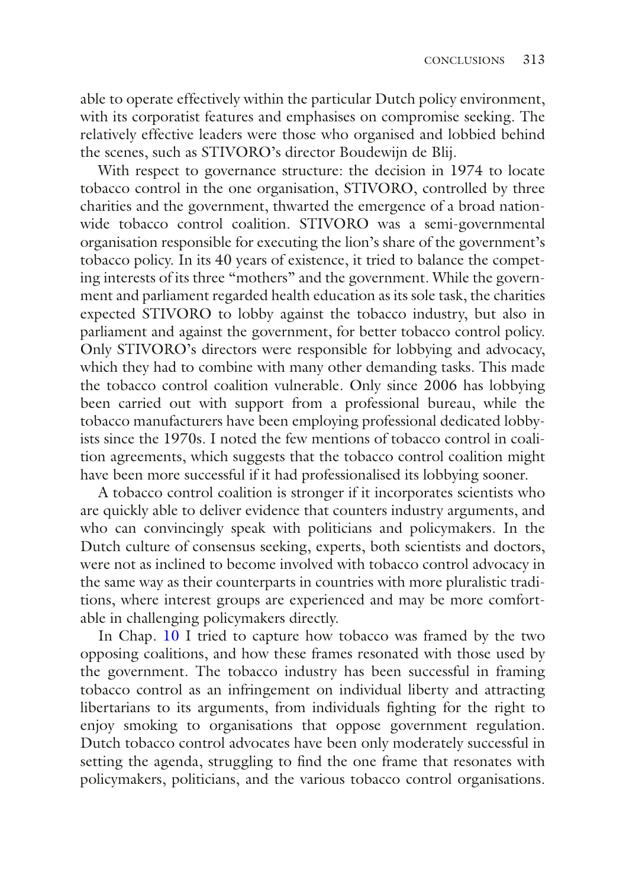able to operate effectively within the particular Dutch policy environment, with its corporatist features and emphasises on compromise seeking. The relatively effective leaders were those who organised and lobbied behind the scenes, such as STIVORO's director Boudewijn de Blij.

With respect to governance structure: the decision in 1974 to locate tobacco control in the one organisation, STIVORO, controlled by three charities and the government, thwarted the emergence of a broad nationwide tobacco control coalition. STIVORO was a semi-governmental organisation responsible for executing the lion's share of the government's tobacco policy. In its 40 years of existence, it tried to balance the competing interests of its three "mothers" and the government. While the government and parliament regarded health education as its sole task, the charities expected STIVORO to lobby against the tobacco industry, but also in parliament and against the government, for better tobacco control policy. Only STIVORO's directors were responsible for lobbying and advocacy, which they had to combine with many other demanding tasks. This made the tobacco control coalition vulnerable. Only since 2006 has lobbying been carried out with support from a professional bureau, while the tobacco manufacturers have been employing professional dedicated lobbyists since the 1970s. I noted the few mentions of tobacco control in coalition agreements, which suggests that the tobacco control coalition might have been more successful if it had professionalised its lobbying sooner.

A tobacco control coalition is stronger if it incorporates scientists who are quickly able to deliver evidence that counters industry arguments, and who can convincingly speak with politicians and policymakers. In the Dutch culture of consensus seeking, experts, both scientists and doctors, were not as inclined to become involved with tobacco control advocacy in the same way as their counterparts in countries with more pluralistic traditions, where interest groups are experienced and may be more comfortable in challenging policymakers directly.

In Chap. 10 I tried to capture how tobacco was framed by the two opposing coalitions, and how these frames resonated with those used by the government. The tobacco industry has been successful in framing tobacco control as an infringement on individual liberty and attracting libertarians to its arguments, from individuals fighting for the right to enjoy smoking to organisations that oppose government regulation. Dutch tobacco control advocates have been only moderately successful in setting the agenda, struggling to find the one frame that resonates with policymakers, politicians, and the various tobacco control organisations.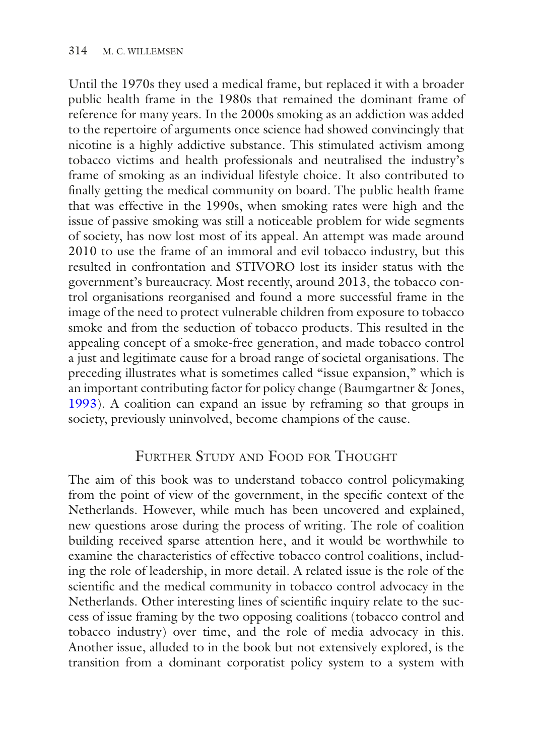Until the 1970s they used a medical frame, but replaced it with a broader public health frame in the 1980s that remained the dominant frame of reference for many years. In the 2000s smoking as an addiction was added to the repertoire of arguments once science had showed convincingly that nicotine is a highly addictive substance. This stimulated activism among tobacco victims and health professionals and neutralised the industry's frame of smoking as an individual lifestyle choice. It also contributed to finally getting the medical community on board. The public health frame that was effective in the 1990s, when smoking rates were high and the issue of passive smoking was still a noticeable problem for wide segments of society, has now lost most of its appeal. An attempt was made around 2010 to use the frame of an immoral and evil tobacco industry, but this resulted in confrontation and STIVORO lost its insider status with the government's bureaucracy. Most recently, around 2013, the tobacco control organisations reorganised and found a more successful frame in the image of the need to protect vulnerable children from exposure to tobacco smoke and from the seduction of tobacco products. This resulted in the appealing concept of a smoke-free generation, and made tobacco control a just and legitimate cause for a broad range of societal organisations. The preceding illustrates what is sometimes called "issue expansion," which is an important contributing factor for policy change (Baumgartner & Jones, 1993). A coalition can expand an issue by reframing so that groups in society, previously uninvolved, become champions of the cause.

## Further Study and Food for Thought

The aim of this book was to understand tobacco control policymaking from the point of view of the government, in the specific context of the Netherlands. However, while much has been uncovered and explained, new questions arose during the process of writing. The role of coalition building received sparse attention here, and it would be worthwhile to examine the characteristics of effective tobacco control coalitions, including the role of leadership, in more detail. A related issue is the role of the scientific and the medical community in tobacco control advocacy in the Netherlands. Other interesting lines of scientific inquiry relate to the success of issue framing by the two opposing coalitions (tobacco control and tobacco industry) over time, and the role of media advocacy in this. Another issue, alluded to in the book but not extensively explored, is the transition from a dominant corporatist policy system to a system with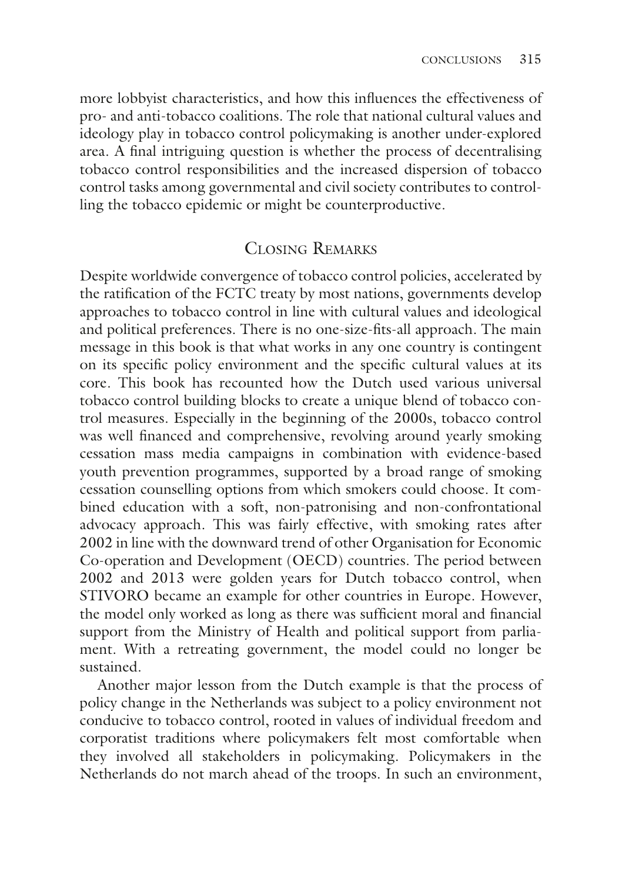more lobbyist characteristics, and how this influences the effectiveness of pro- and anti-tobacco coalitions. The role that national cultural values and ideology play in tobacco control policymaking is another under-explored area. A final intriguing question is whether the process of decentralising tobacco control responsibilities and the increased dispersion of tobacco control tasks among governmental and civil society contributes to controlling the tobacco epidemic or might be counterproductive.

## Closing Remarks

Despite worldwide convergence of tobacco control policies, accelerated by the ratification of the FCTC treaty by most nations, governments develop approaches to tobacco control in line with cultural values and ideological and political preferences. There is no one-size-fits-all approach. The main message in this book is that what works in any one country is contingent on its specific policy environment and the specific cultural values at its core. This book has recounted how the Dutch used various universal tobacco control building blocks to create a unique blend of tobacco control measures. Especially in the beginning of the 2000s, tobacco control was well financed and comprehensive, revolving around yearly smoking cessation mass media campaigns in combination with evidence-based youth prevention programmes, supported by a broad range of smoking cessation counselling options from which smokers could choose. It combined education with a soft, non-patronising and non-confrontational advocacy approach. This was fairly effective, with smoking rates after 2002 in line with the downward trend of other Organisation for Economic Co-operation and Development (OECD) countries. The period between 2002 and 2013 were golden years for Dutch tobacco control, when STIVORO became an example for other countries in Europe. However, the model only worked as long as there was sufficient moral and financial support from the Ministry of Health and political support from parliament. With a retreating government, the model could no longer be sustained.

Another major lesson from the Dutch example is that the process of policy change in the Netherlands was subject to a policy environment not conducive to tobacco control, rooted in values of individual freedom and corporatist traditions where policymakers felt most comfortable when they involved all stakeholders in policymaking. Policymakers in the Netherlands do not march ahead of the troops. In such an environment,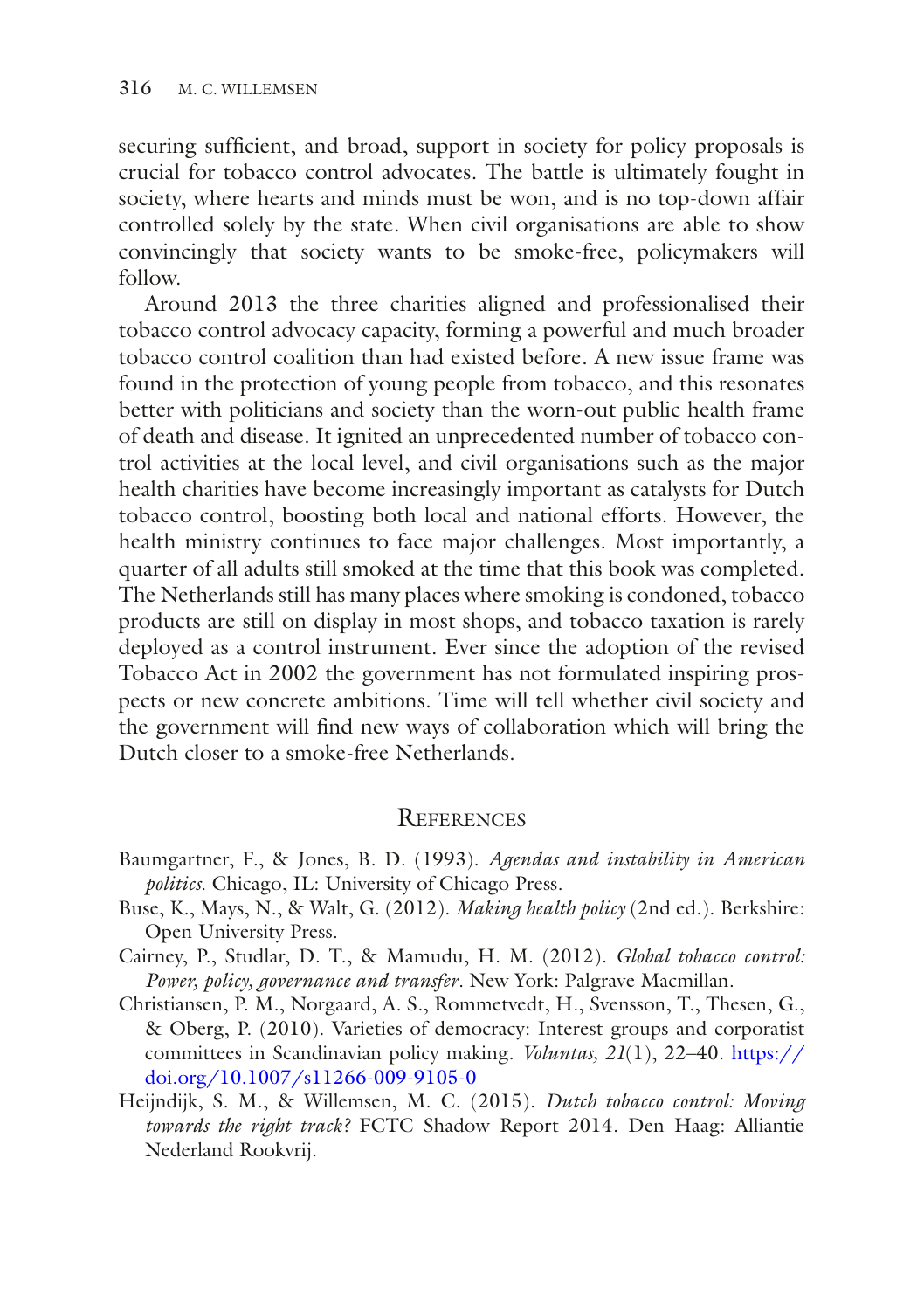securing sufficient, and broad, support in society for policy proposals is crucial for tobacco control advocates. The battle is ultimately fought in society, where hearts and minds must be won, and is no top-down affair controlled solely by the state. When civil organisations are able to show convincingly that society wants to be smoke-free, policymakers will follow.

Around 2013 the three charities aligned and professionalised their tobacco control advocacy capacity, forming a powerful and much broader tobacco control coalition than had existed before. A new issue frame was found in the protection of young people from tobacco, and this resonates better with politicians and society than the worn-out public health frame of death and disease. It ignited an unprecedented number of tobacco control activities at the local level, and civil organisations such as the major health charities have become increasingly important as catalysts for Dutch tobacco control, boosting both local and national efforts. However, the health ministry continues to face major challenges. Most importantly, a quarter of all adults still smoked at the time that this book was completed. The Netherlands still has many places where smoking is condoned, tobacco products are still on display in most shops, and tobacco taxation is rarely deployed as a control instrument. Ever since the adoption of the revised Tobacco Act in 2002 the government has not formulated inspiring prospects or new concrete ambitions. Time will tell whether civil society and the government will find new ways of collaboration which will bring the Dutch closer to a smoke-free Netherlands.

## References

Baumgartner, F., & Jones, B. D. (1993). *Agendas and instability in American politics*. Chicago, IL: University of Chicago Press.

Buse, K., Mays, N., & Walt, G. (2012). *Making health policy* (2nd ed.). Berkshire: Open University Press.

Cairney, P., Studlar, D. T., & Mamudu, H. M. (2012). *Global tobacco control: Power, policy, governance and transfer*. New York: Palgrave Macmillan.

Christiansen, P. M., Norgaard, A. S., Rommetvedt, H., Svensson, T., Thesen, G., & Oberg, P. (2010). Varieties of democracy: Interest groups and corporatist committees in Scandinavian policy making. *Voluntas, 21*(1), 22–40. https://doi.org/10.1007/s11266-009-9105-0

Heijndijk, S. M., & Willemsen, M. C. (2015). *Dutch tobacco control: Moving towards the right track?* FCTC Shadow Report 2014. Den Haag: Alliantie Nederland Rookvrij.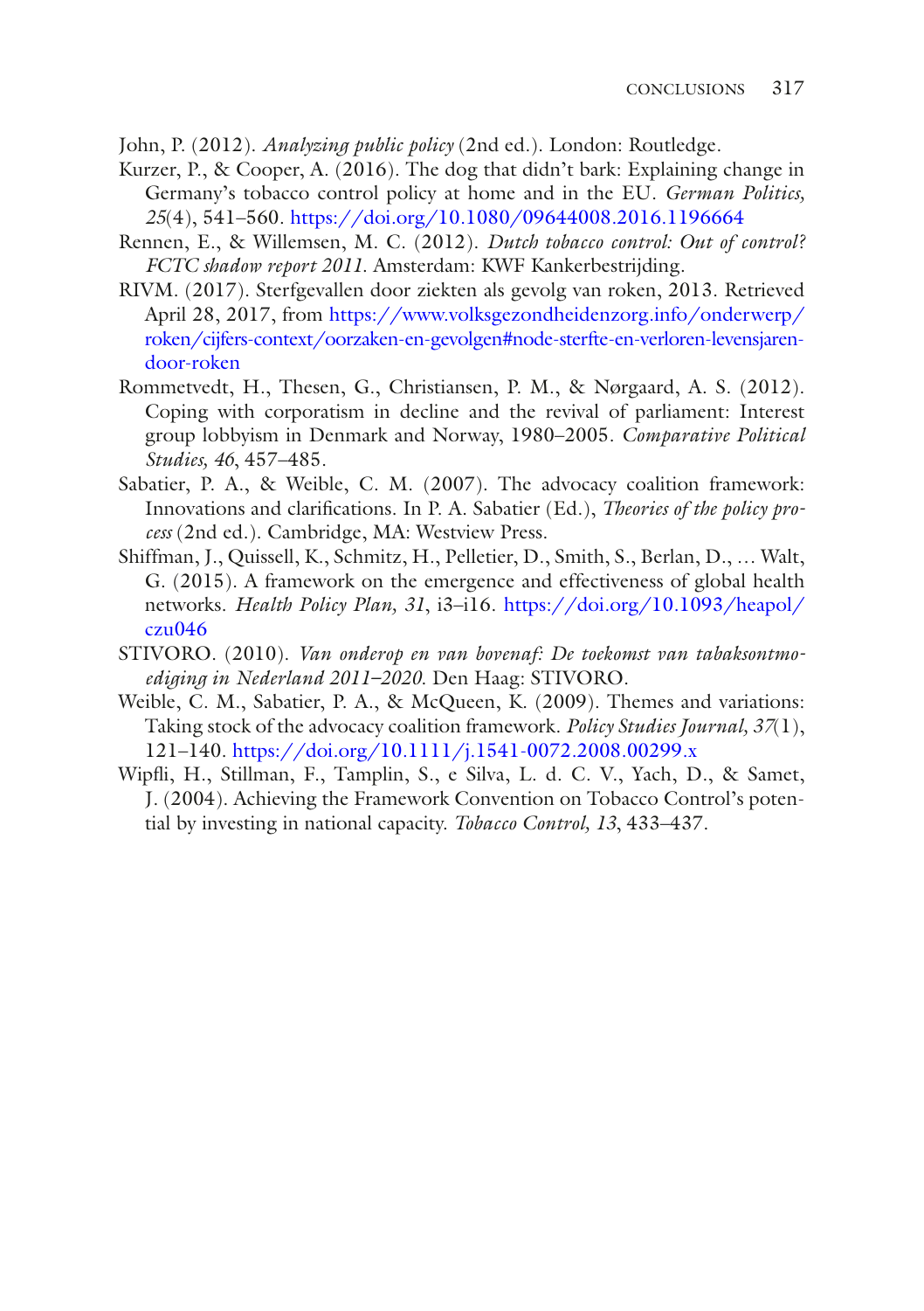John, P. (2012). *Analyzing public policy* (2nd ed.). London: Routledge.

Kurzer, P., & Cooper, A. (2016). The dog that didn't bark: Explaining change in Germany's tobacco control policy at home and in the EU. *German Politics, 25*(4), 541–560. https://doi.org/10.1080/09644008.2016.1196664

Rennen, E., & Willemsen, M. C. (2012). *Dutch tobacco control: Out of control? FCTC shadow report 2011*. Amsterdam: KWF Kankerbestrijding.

RIVM. (2017). Sterfgevallen door ziekten als gevolg van roken, 2013. Retrieved April 28, 2017, from https://www.volksgezondheidenzorg.info/onderwerp/roken/cijfers-context/oorzaken-en-gevolgen#node-sterfte-en-verloren-levensjaren-door-roken

Rommetvedt, H., Thesen, G., Christiansen, P. M., & Nørgaard, A. S. (2012). Coping with corporatism in decline and the revival of parliament: Interest group lobbyism in Denmark and Norway, 1980–2005. *Comparative Political Studies, 46*, 457–485.

Sabatier, P. A., & Weible, C. M. (2007). The advocacy coalition framework: Innovations and clarifications. In P. A. Sabatier (Ed.), *Theories of the policy process* (2nd ed.). Cambridge, MA: Westview Press.

Shiffman, J., Quissell, K., Schmitz, H., Pelletier, D., Smith, S., Berlan, D., … Walt, G. (2015). A framework on the emergence and effectiveness of global health networks. *Health Policy Plan, 31*, i3–i16. https://doi.org/10.1093/heapol/czu046

STIVORO. (2010). *Van onderop en van bovenaf: De toekomst van tabaksontmoediging in Nederland 2011–2020*. Den Haag: STIVORO.

Weible, C. M., Sabatier, P. A., & McQueen, K. (2009). Themes and variations: Taking stock of the advocacy coalition framework. *Policy Studies Journal, 37*(1), 121–140. https://doi.org/10.1111/j.1541-0072.2008.00299.x

Wipfli, H., Stillman, F., Tamplin, S., e Silva, L. d. C. V., Yach, D., & Samet, J. (2004). Achieving the Framework Convention on Tobacco Control's potential by investing in national capacity. *Tobacco Control, 13*, 433–437.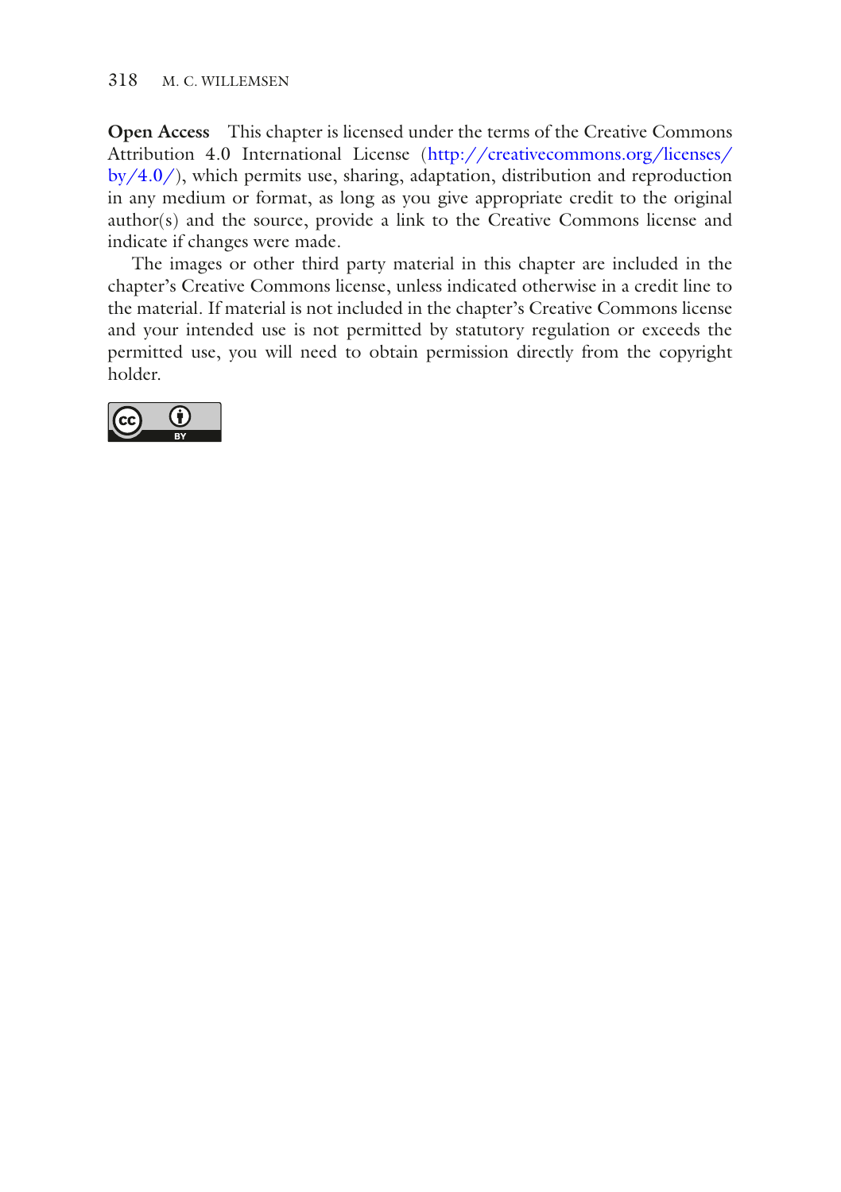**Open Access** This chapter is licensed under the terms of the Creative Commons Attribution 4.0 International License (http://creativecommons.org/licenses/by/4.0/), which permits use, sharing, adaptation, distribution and reproduction in any medium or format, as long as you give appropriate credit to the original author(s) and the source, provide a link to the Creative Commons license and indicate if changes were made.

The images or other third party material in this chapter are included in the chapter's Creative Commons license, unless indicated otherwise in a credit line to the material. If material is not included in the chapter's Creative Commons license and your intended use is not permitted by statutory regulation or exceeds the permitted use, you will need to obtain permission directly from the copyright holder.